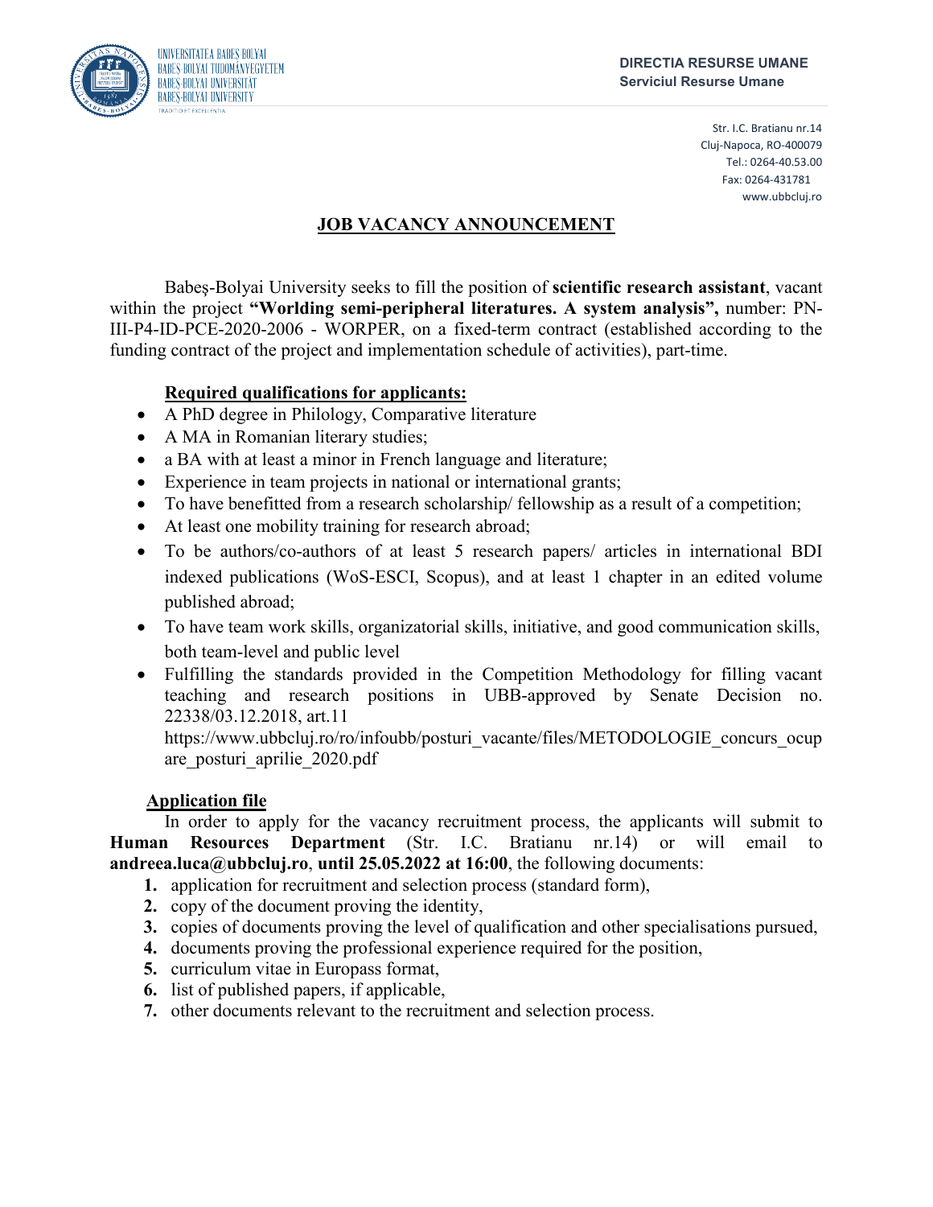UNIVERSITATEA BABEŞ BOLYAI
BABEŞ-BOLYAI TUDOMÁNYEGYETEM
BABEŞ-BOLYAI UNIVERSITÄT
BABEŞ-BOLYAI UNIVERSITY
TRADITIO ET EXCELLENTIA

**DIRECTIA RESURSE UMANE**
**Serviciul Resurse Umane**

Str. I.C. Bratianu nr.14
Cluj-Napoca, RO-400079
Tel.: 0264-40.53.00
Fax: 0264-431781
www.ubbcluj.ro

# JOB VACANCY ANNOUNCEMENT

Babeş-Bolyai University seeks to fill the position of **scientific research assistant**, vacant within the project **"Worlding semi-peripheral literatures. A system analysis",** number: PN-III-P4-ID-PCE-2020-2006 - WORPER, on a fixed-term contract (established according to the funding contract of the project and implementation schedule of activities), part-time.

## Required qualifications for applicants:

- A PhD degree in Philology, Comparative literature
- A MA in Romanian literary studies;
- a BA with at least a minor in French language and literature;
- Experience in team projects in national or international grants;
- To have benefitted from a research scholarship/ fellowship as a result of a competition;
- At least one mobility training for research abroad;
- To be authors/co-authors of at least 5 research papers/ articles in international BDI indexed publications (WoS-ESCI, Scopus), and at least 1 chapter in an edited volume published abroad;
- To have team work skills, organizatorial skills, initiative, and good communication skills, both team-level and public level
- Fulfilling the standards provided in the Competition Methodology for filling vacant teaching and research positions in UBB-approved by Senate Decision no. 22338/03.12.2018, art.11 https://www.ubbcluj.ro/ro/infoubb/posturi_vacante/files/METODOLOGIE_concurs_ocupare_posturi_aprilie_2020.pdf

## Application file

In order to apply for the vacancy recruitment process, the applicants will submit to **Human Resources Department** (Str. I.C. Bratianu nr.14) or will email to **andreea.luca@ubbcluj.ro**, **until 25.05.2022 at 16:00**, the following documents:

1. application for recruitment and selection process (standard form),
2. copy of the document proving the identity,
3. copies of documents proving the level of qualification and other specialisations pursued,
4. documents proving the professional experience required for the position,
5. curriculum vitae in Europass format,
6. list of published papers, if applicable,
7. other documents relevant to the recruitment and selection process.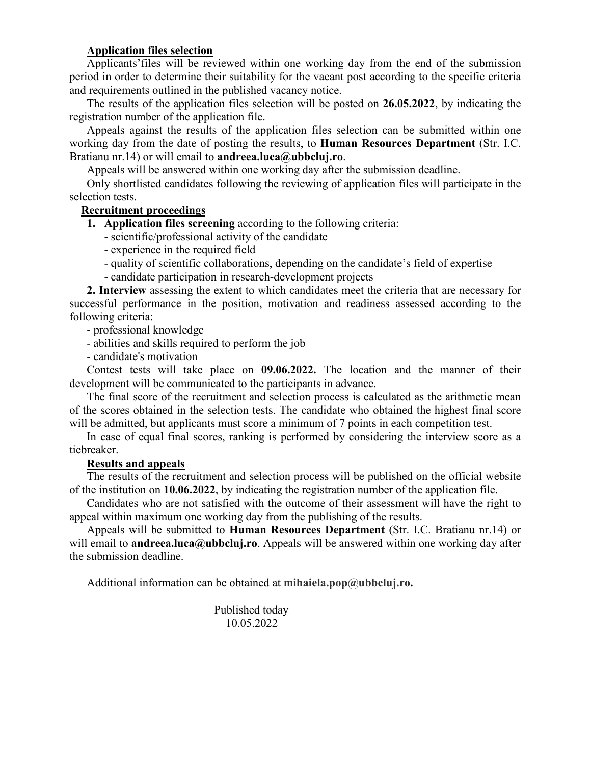**Application files selection**

Applicants'files will be reviewed within one working day from the end of the submission period in order to determine their suitability for the vacant post according to the specific criteria and requirements outlined in the published vacancy notice.

The results of the application files selection will be posted on **26.05.2022**, by indicating the registration number of the application file.

Appeals against the results of the application files selection can be submitted within one working day from the date of posting the results, to **Human Resources Department** (Str. I.C. Bratianu nr.14) or will email to **andreea.luca@ubbcluj.ro**.

Appeals will be answered within one working day after the submission deadline.

Only shortlisted candidates following the reviewing of application files will participate in the selection tests.

**Recruitment proceedings**

1. **Application files screening** according to the following criteria:
   - scientific/professional activity of the candidate
   - experience in the required field
   - quality of scientific collaborations, depending on the candidate's field of expertise
   - candidate participation in research-development projects

**2. Interview** assessing the extent to which candidates meet the criteria that are necessary for successful performance in the position, motivation and readiness assessed according to the following criteria:

- professional knowledge
- abilities and skills required to perform the job
- candidate's motivation

Contest tests will take place on **09.06.2022.** The location and the manner of their development will be communicated to the participants in advance.

The final score of the recruitment and selection process is calculated as the arithmetic mean of the scores obtained in the selection tests. The candidate who obtained the highest final score will be admitted, but applicants must score a minimum of 7 points in each competition test.

In case of equal final scores, ranking is performed by considering the interview score as a tiebreaker.

**Results and appeals**

The results of the recruitment and selection process will be published on the official website of the institution on **10.06.2022**, by indicating the registration number of the application file.

Candidates who are not satisfied with the outcome of their assessment will have the right to appeal within maximum one working day from the publishing of the results.

Appeals will be submitted to **Human Resources Department** (Str. I.C. Bratianu nr.14) or will email to **andreea.luca@ubbcluj.ro**. Appeals will be answered within one working day after the submission deadline.

Additional information can be obtained at **mihaiela.pop@ubbcluj.ro.**

Published today
10.05.2022